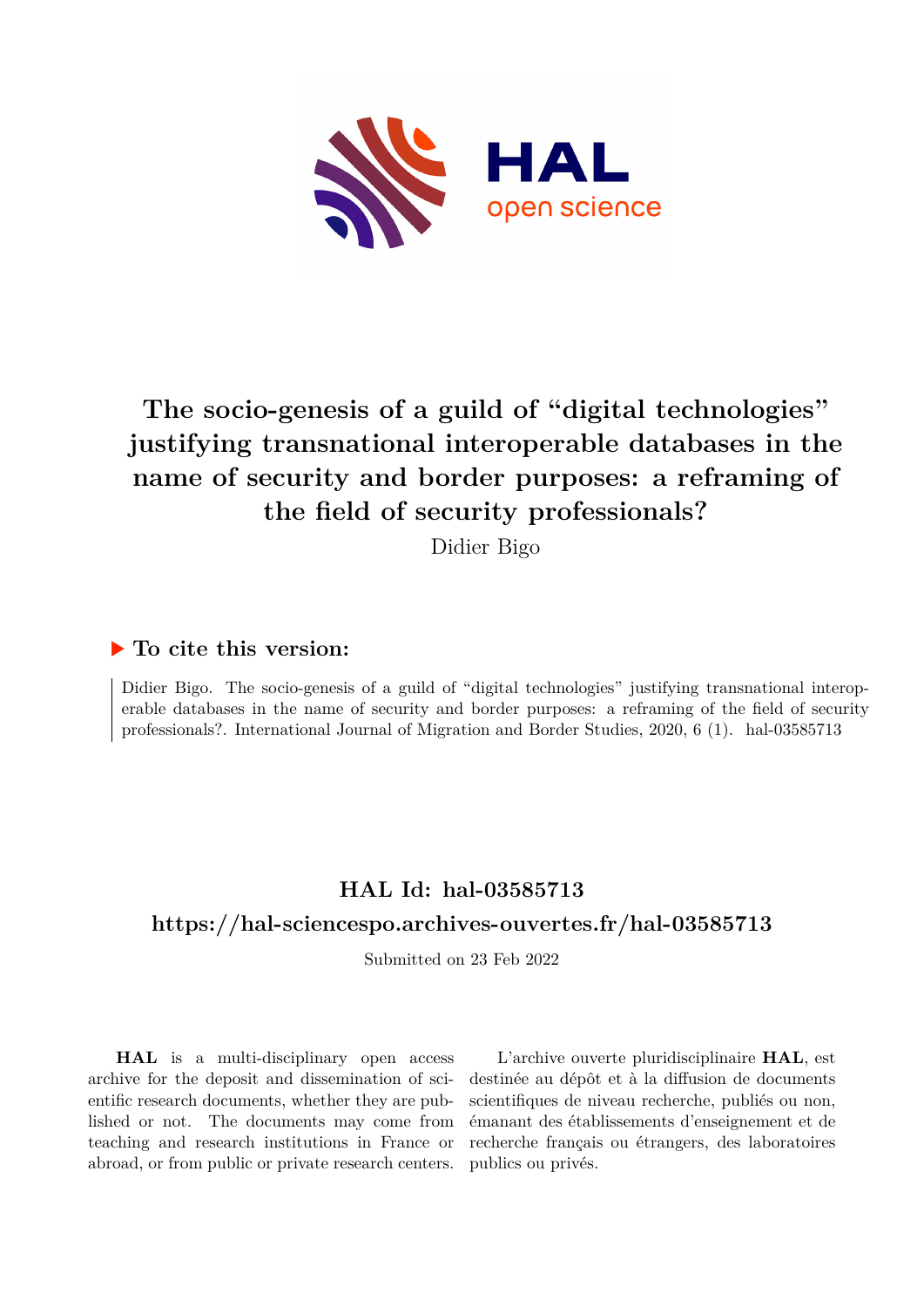# The socio-genesis of a guild of "digital technologies" justifying transnational interoperable databases in the name of security and border purposes: a reframing of the field of security professionals?

Didier Bigo

## ▶ To cite this version:

Didier Bigo. The socio-genesis of a guild of "digital technologies" justifying transnational interoperable databases in the name of security and border purposes: a reframing of the field of security professionals?. International Journal of Migration and Border Studies, 2020, 6 (1). hal-03585713

## HAL Id: hal-03585713

## https://hal-sciencespo.archives-ouvertes.fr/hal-03585713

Submitted on 23 Feb 2022

**HAL** is a multi-disciplinary open access archive for the deposit and dissemination of scientific research documents, whether they are published or not. The documents may come from teaching and research institutions in France or abroad, or from public or private research centers.

L'archive ouverte pluridisciplinaire **HAL**, est destinée au dépôt et à la diffusion de documents scientifiques de niveau recherche, publiés ou non, émanant des établissements d'enseignement et de recherche français ou étrangers, des laboratoires publics ou privés.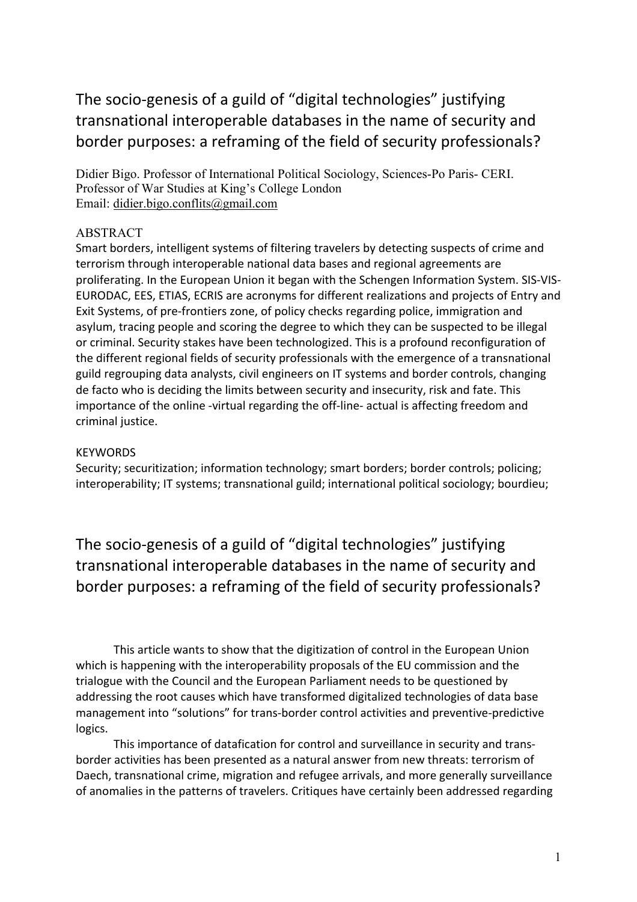# The socio-genesis of a guild of "digital technologies" justifying transnational interoperable databases in the name of security and border purposes: a reframing of the field of security professionals?

Didier Bigo. Professor of International Political Sociology, Sciences-Po Paris- CERI.
Professor of War Studies at King's College London
Email: didier.bigo.conflits@gmail.com

## ABSTRACT

Smart borders, intelligent systems of filtering travelers by detecting suspects of crime and terrorism through interoperable national data bases and regional agreements are proliferating. In the European Union it began with the Schengen Information System. SIS-VIS-EURODAC, EES, ETIAS, ECRIS are acronyms for different realizations and projects of Entry and Exit Systems, of pre-frontiers zone, of policy checks regarding police, immigration and asylum, tracing people and scoring the degree to which they can be suspected to be illegal or criminal. Security stakes have been technologized. This is a profound reconfiguration of the different regional fields of security professionals with the emergence of a transnational guild regrouping data analysts, civil engineers on IT systems and border controls, changing de facto who is deciding the limits between security and insecurity, risk and fate. This importance of the online -virtual regarding the off-line- actual is affecting freedom and criminal justice.

## KEYWORDS

Security; securitization; information technology; smart borders; border controls; policing; interoperability; IT systems; transnational guild; international political sociology; bourdieu;

# The socio-genesis of a guild of "digital technologies" justifying transnational interoperable databases in the name of security and border purposes: a reframing of the field of security professionals?

This article wants to show that the digitization of control in the European Union which is happening with the interoperability proposals of the EU commission and the trialogue with the Council and the European Parliament needs to be questioned by addressing the root causes which have transformed digitalized technologies of data base management into "solutions" for trans-border control activities and preventive-predictive logics.

This importance of datafication for control and surveillance in security and trans-border activities has been presented as a natural answer from new threats: terrorism of Daech, transnational crime, migration and refugee arrivals, and more generally surveillance of anomalies in the patterns of travelers. Critiques have certainly been addressed regarding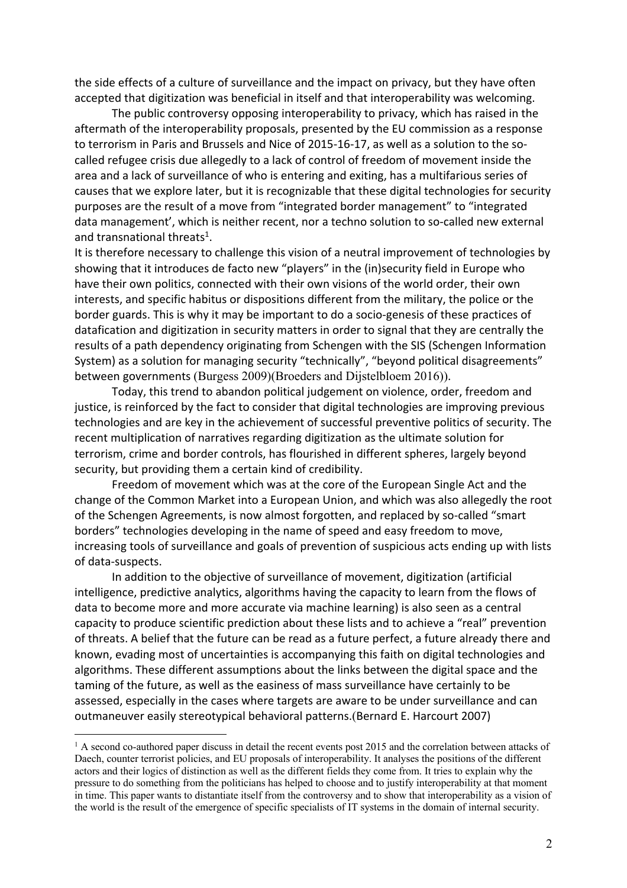the side effects of a culture of surveillance and the impact on privacy, but they have often accepted that digitization was beneficial in itself and that interoperability was welcoming.

The public controversy opposing interoperability to privacy, which has raised in the aftermath of the interoperability proposals, presented by the EU commission as a response to terrorism in Paris and Brussels and Nice of 2015-16-17, as well as a solution to the so-called refugee crisis due allegedly to a lack of control of freedom of movement inside the area and a lack of surveillance of who is entering and exiting, has a multifarious series of causes that we explore later, but it is recognizable that these digital technologies for security purposes are the result of a move from "integrated border management" to "integrated data management', which is neither recent, nor a techno solution to so-called new external and transnational threats[1].

It is therefore necessary to challenge this vision of a neutral improvement of technologies by showing that it introduces de facto new "players" in the (in)security field in Europe who have their own politics, connected with their own visions of the world order, their own interests, and specific habitus or dispositions different from the military, the police or the border guards. This is why it may be important to do a socio-genesis of these practices of datafication and digitization in security matters in order to signal that they are centrally the results of a path dependency originating from Schengen with the SIS (Schengen Information System) as a solution for managing security "technically", "beyond political disagreements" between governments (Burgess 2009)(Broeders and Dijstelbloem 2016)).

Today, this trend to abandon political judgement on violence, order, freedom and justice, is reinforced by the fact to consider that digital technologies are improving previous technologies and are key in the achievement of successful preventive politics of security. The recent multiplication of narratives regarding digitization as the ultimate solution for terrorism, crime and border controls, has flourished in different spheres, largely beyond security, but providing them a certain kind of credibility.

Freedom of movement which was at the core of the European Single Act and the change of the Common Market into a European Union, and which was also allegedly the root of the Schengen Agreements, is now almost forgotten, and replaced by so-called "smart borders" technologies developing in the name of speed and easy freedom to move, increasing tools of surveillance and goals of prevention of suspicious acts ending up with lists of data-suspects.

In addition to the objective of surveillance of movement, digitization (artificial intelligence, predictive analytics, algorithms having the capacity to learn from the flows of data to become more and more accurate via machine learning) is also seen as a central capacity to produce scientific prediction about these lists and to achieve a "real" prevention of threats. A belief that the future can be read as a future perfect, a future already there and known, evading most of uncertainties is accompanying this faith on digital technologies and algorithms. These different assumptions about the links between the digital space and the taming of the future, as well as the easiness of mass surveillance have certainly to be assessed, especially in the cases where targets are aware to be under surveillance and can outmaneuver easily stereotypical behavioral patterns.(Bernard E. Harcourt 2007)

[1] A second co-authored paper discuss in detail the recent events post 2015 and the correlation between attacks of Daech, counter terrorist policies, and EU proposals of interoperability. It analyses the positions of the different actors and their logics of distinction as well as the different fields they come from. It tries to explain why the pressure to do something from the politicians has helped to choose and to justify interoperability at that moment in time. This paper wants to distantiate itself from the controversy and to show that interoperability as a vision of the world is the result of the emergence of specific specialists of IT systems in the domain of internal security.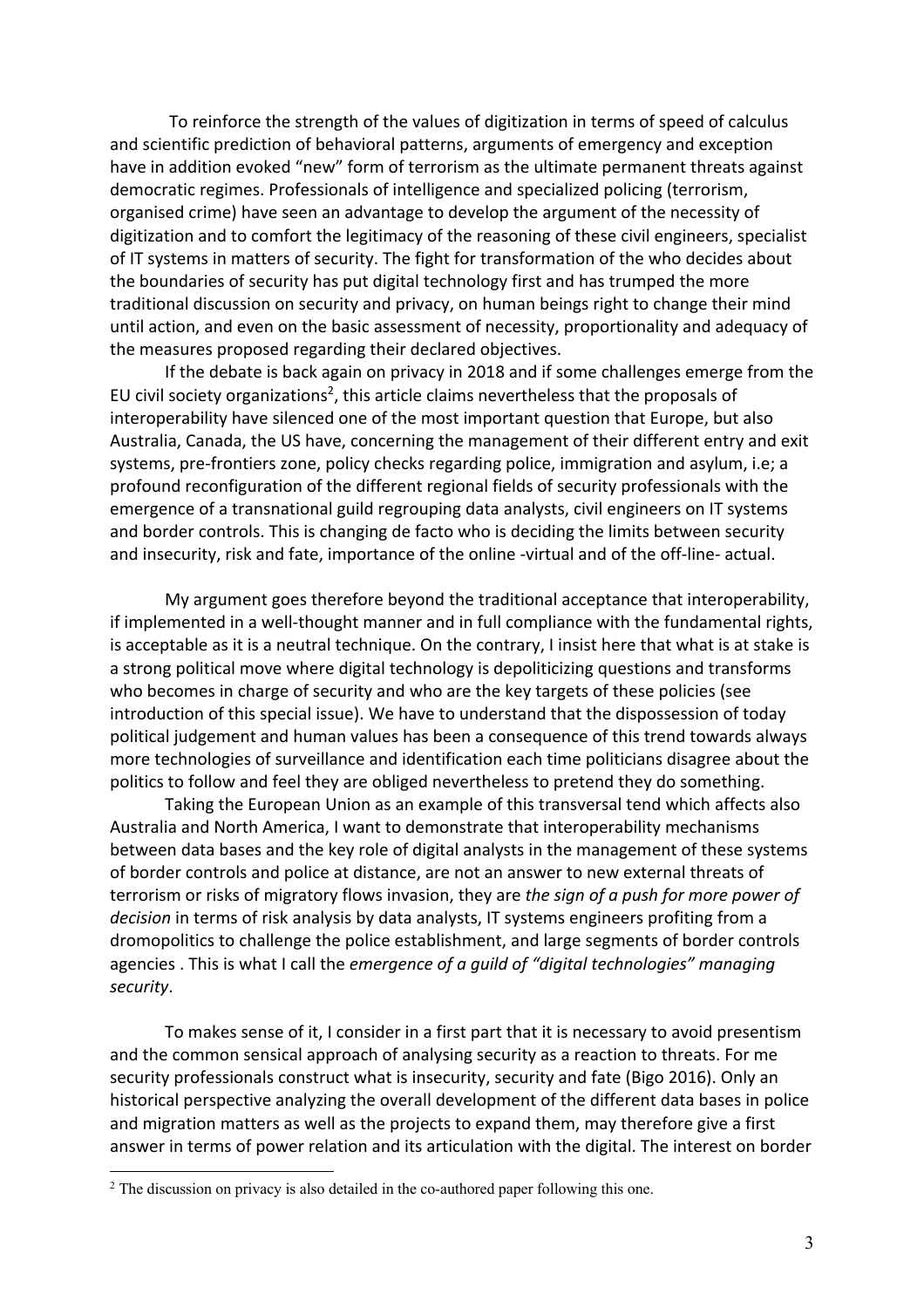To reinforce the strength of the values of digitization in terms of speed of calculus and scientific prediction of behavioral patterns, arguments of emergency and exception have in addition evoked "new" form of terrorism as the ultimate permanent threats against democratic regimes. Professionals of intelligence and specialized policing (terrorism, organised crime) have seen an advantage to develop the argument of the necessity of digitization and to comfort the legitimacy of the reasoning of these civil engineers, specialist of IT systems in matters of security. The fight for transformation of the who decides about the boundaries of security has put digital technology first and has trumped the more traditional discussion on security and privacy, on human beings right to change their mind until action, and even on the basic assessment of necessity, proportionality and adequacy of the measures proposed regarding their declared objectives.

If the debate is back again on privacy in 2018 and if some challenges emerge from the EU civil society organizations[2], this article claims nevertheless that the proposals of interoperability have silenced one of the most important question that Europe, but also Australia, Canada, the US have, concerning the management of their different entry and exit systems, pre-frontiers zone, policy checks regarding police, immigration and asylum, i.e; a profound reconfiguration of the different regional fields of security professionals with the emergence of a transnational guild regrouping data analysts, civil engineers on IT systems and border controls. This is changing de facto who is deciding the limits between security and insecurity, risk and fate, importance of the online -virtual and of the off-line- actual.

My argument goes therefore beyond the traditional acceptance that interoperability, if implemented in a well-thought manner and in full compliance with the fundamental rights, is acceptable as it is a neutral technique. On the contrary, I insist here that what is at stake is a strong political move where digital technology is depoliticizing questions and transforms who becomes in charge of security and who are the key targets of these policies (see introduction of this special issue). We have to understand that the dispossession of today political judgement and human values has been a consequence of this trend towards always more technologies of surveillance and identification each time politicians disagree about the politics to follow and feel they are obliged nevertheless to pretend they do something.

Taking the European Union as an example of this transversal tend which affects also Australia and North America, I want to demonstrate that interoperability mechanisms between data bases and the key role of digital analysts in the management of these systems of border controls and police at distance, are not an answer to new external threats of terrorism or risks of migratory flows invasion, they are *the sign of a push for more power of decision* in terms of risk analysis by data analysts, IT systems engineers profiting from a dromopolitics to challenge the police establishment, and large segments of border controls agencies . This is what I call the *emergence of a guild of "digital technologies" managing security*.

To makes sense of it, I consider in a first part that it is necessary to avoid presentism and the common sensical approach of analysing security as a reaction to threats. For me security professionals construct what is insecurity, security and fate (Bigo 2016). Only an historical perspective analyzing the overall development of the different data bases in police and migration matters as well as the projects to expand them, may therefore give a first answer in terms of power relation and its articulation with the digital. The interest on border

[2] The discussion on privacy is also detailed in the co-authored paper following this one.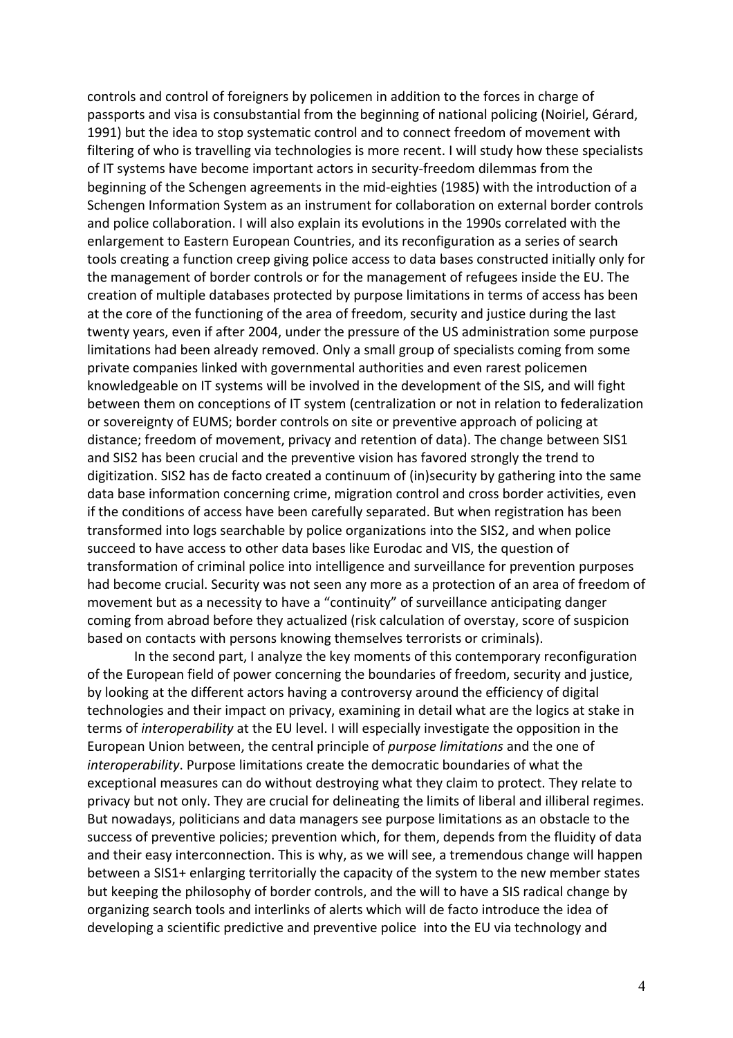controls and control of foreigners by policemen in addition to the forces in charge of passports and visa is consubstantial from the beginning of national policing (Noiriel, Gérard, 1991) but the idea to stop systematic control and to connect freedom of movement with filtering of who is travelling via technologies is more recent. I will study how these specialists of IT systems have become important actors in security-freedom dilemmas from the beginning of the Schengen agreements in the mid-eighties (1985) with the introduction of a Schengen Information System as an instrument for collaboration on external border controls and police collaboration. I will also explain its evolutions in the 1990s correlated with the enlargement to Eastern European Countries, and its reconfiguration as a series of search tools creating a function creep giving police access to data bases constructed initially only for the management of border controls or for the management of refugees inside the EU. The creation of multiple databases protected by purpose limitations in terms of access has been at the core of the functioning of the area of freedom, security and justice during the last twenty years, even if after 2004, under the pressure of the US administration some purpose limitations had been already removed. Only a small group of specialists coming from some private companies linked with governmental authorities and even rarest policemen knowledgeable on IT systems will be involved in the development of the SIS, and will fight between them on conceptions of IT system (centralization or not in relation to federalization or sovereignty of EUMS; border controls on site or preventive approach of policing at distance; freedom of movement, privacy and retention of data). The change between SIS1 and SIS2 has been crucial and the preventive vision has favored strongly the trend to digitization. SIS2 has de facto created a continuum of (in)security by gathering into the same data base information concerning crime, migration control and cross border activities, even if the conditions of access have been carefully separated. But when registration has been transformed into logs searchable by police organizations into the SIS2, and when police succeed to have access to other data bases like Eurodac and VIS, the question of transformation of criminal police into intelligence and surveillance for prevention purposes had become crucial. Security was not seen any more as a protection of an area of freedom of movement but as a necessity to have a "continuity" of surveillance anticipating danger coming from abroad before they actualized (risk calculation of overstay, score of suspicion based on contacts with persons knowing themselves terrorists or criminals).

In the second part, I analyze the key moments of this contemporary reconfiguration of the European field of power concerning the boundaries of freedom, security and justice, by looking at the different actors having a controversy around the efficiency of digital technologies and their impact on privacy, examining in detail what are the logics at stake in terms of *interoperability* at the EU level. I will especially investigate the opposition in the European Union between, the central principle of *purpose limitations* and the one of *interoperability*. Purpose limitations create the democratic boundaries of what the exceptional measures can do without destroying what they claim to protect. They relate to privacy but not only. They are crucial for delineating the limits of liberal and illiberal regimes. But nowadays, politicians and data managers see purpose limitations as an obstacle to the success of preventive policies; prevention which, for them, depends from the fluidity of data and their easy interconnection. This is why, as we will see, a tremendous change will happen between a SIS1+ enlarging territorially the capacity of the system to the new member states but keeping the philosophy of border controls, and the will to have a SIS radical change by organizing search tools and interlinks of alerts which will de facto introduce the idea of developing a scientific predictive and preventive police into the EU via technology and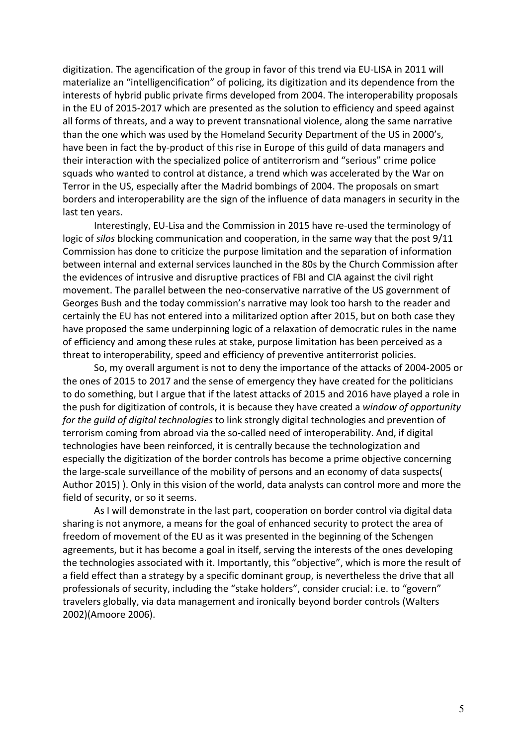digitization. The agencification of the group in favor of this trend via EU-LISA in 2011 will materialize an "intelligencification" of policing, its digitization and its dependence from the interests of hybrid public private firms developed from 2004. The interoperability proposals in the EU of 2015-2017 which are presented as the solution to efficiency and speed against all forms of threats, and a way to prevent transnational violence, along the same narrative than the one which was used by the Homeland Security Department of the US in 2000's, have been in fact the by-product of this rise in Europe of this guild of data managers and their interaction with the specialized police of antiterrorism and "serious" crime police squads who wanted to control at distance, a trend which was accelerated by the War on Terror in the US, especially after the Madrid bombings of 2004. The proposals on smart borders and interoperability are the sign of the influence of data managers in security in the last ten years.

Interestingly, EU-Lisa and the Commission in 2015 have re-used the terminology of logic of *silos* blocking communication and cooperation, in the same way that the post 9/11 Commission has done to criticize the purpose limitation and the separation of information between internal and external services launched in the 80s by the Church Commission after the evidences of intrusive and disruptive practices of FBI and CIA against the civil right movement. The parallel between the neo-conservative narrative of the US government of Georges Bush and the today commission's narrative may look too harsh to the reader and certainly the EU has not entered into a militarized option after 2015, but on both case they have proposed the same underpinning logic of a relaxation of democratic rules in the name of efficiency and among these rules at stake, purpose limitation has been perceived as a threat to interoperability, speed and efficiency of preventive antiterrorist policies.

So, my overall argument is not to deny the importance of the attacks of 2004-2005 or the ones of 2015 to 2017 and the sense of emergency they have created for the politicians to do something, but I argue that if the latest attacks of 2015 and 2016 have played a role in the push for digitization of controls, it is because they have created a *window of opportunity for the guild of digital technologies* to link strongly digital technologies and prevention of terrorism coming from abroad via the so-called need of interoperability. And, if digital technologies have been reinforced, it is centrally because the technologization and especially the digitization of the border controls has become a prime objective concerning the large-scale surveillance of the mobility of persons and an economy of data suspects( Author 2015) ). Only in this vision of the world, data analysts can control more and more the field of security, or so it seems.

As I will demonstrate in the last part, cooperation on border control via digital data sharing is not anymore, a means for the goal of enhanced security to protect the area of freedom of movement of the EU as it was presented in the beginning of the Schengen agreements, but it has become a goal in itself, serving the interests of the ones developing the technologies associated with it. Importantly, this "objective", which is more the result of a field effect than a strategy by a specific dominant group, is nevertheless the drive that all professionals of security, including the "stake holders", consider crucial: i.e. to "govern" travelers globally, via data management and ironically beyond border controls (Walters 2002)(Amoore 2006).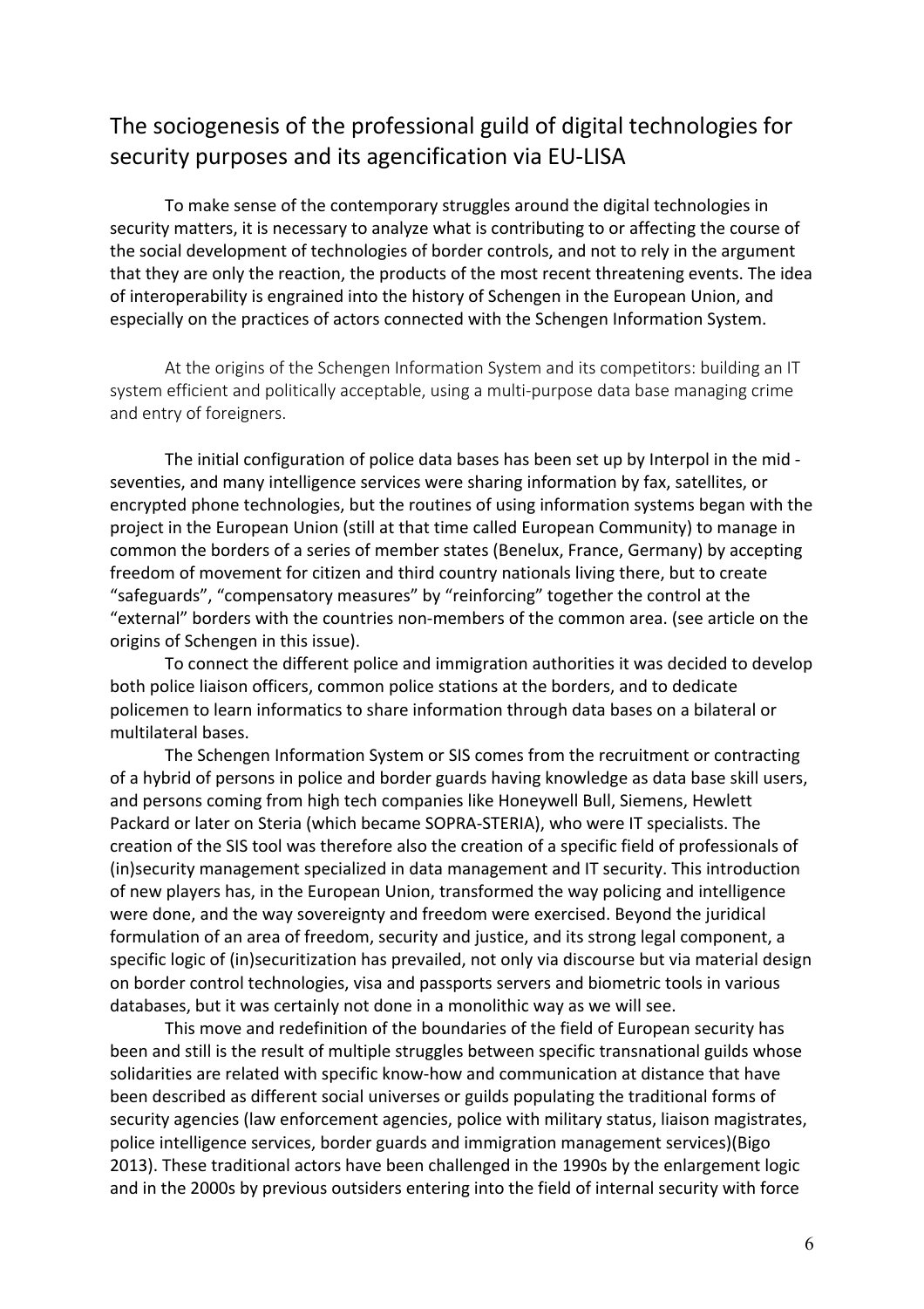## The sociogenesis of the professional guild of digital technologies for security purposes and its agencification via EU-LISA

To make sense of the contemporary struggles around the digital technologies in security matters, it is necessary to analyze what is contributing to or affecting the course of the social development of technologies of border controls, and not to rely in the argument that they are only the reaction, the products of the most recent threatening events. The idea of interoperability is engrained into the history of Schengen in the European Union, and especially on the practices of actors connected with the Schengen Information System.

### At the origins of the Schengen Information System and its competitors: building an IT system efficient and politically acceptable, using a multi-purpose data base managing crime and entry of foreigners.

The initial configuration of police data bases has been set up by Interpol in the mid - seventies, and many intelligence services were sharing information by fax, satellites, or encrypted phone technologies, but the routines of using information systems began with the project in the European Union (still at that time called European Community) to manage in common the borders of a series of member states (Benelux, France, Germany) by accepting freedom of movement for citizen and third country nationals living there, but to create "safeguards", "compensatory measures" by "reinforcing" together the control at the "external" borders with the countries non-members of the common area. (see article on the origins of Schengen in this issue).

To connect the different police and immigration authorities it was decided to develop both police liaison officers, common police stations at the borders, and to dedicate policemen to learn informatics to share information through data bases on a bilateral or multilateral bases.

The Schengen Information System or SIS comes from the recruitment or contracting of a hybrid of persons in police and border guards having knowledge as data base skill users, and persons coming from high tech companies like Honeywell Bull, Siemens, Hewlett Packard or later on Steria (which became SOPRA-STERIA), who were IT specialists. The creation of the SIS tool was therefore also the creation of a specific field of professionals of (in)security management specialized in data management and IT security. This introduction of new players has, in the European Union, transformed the way policing and intelligence were done, and the way sovereignty and freedom were exercised. Beyond the juridical formulation of an area of freedom, security and justice, and its strong legal component, a specific logic of (in)securitization has prevailed, not only via discourse but via material design on border control technologies, visa and passports servers and biometric tools in various databases, but it was certainly not done in a monolithic way as we will see.

This move and redefinition of the boundaries of the field of European security has been and still is the result of multiple struggles between specific transnational guilds whose solidarities are related with specific know-how and communication at distance that have been described as different social universes or guilds populating the traditional forms of security agencies (law enforcement agencies, police with military status, liaison magistrates, police intelligence services, border guards and immigration management services)(Bigo 2013). These traditional actors have been challenged in the 1990s by the enlargement logic and in the 2000s by previous outsiders entering into the field of internal security with force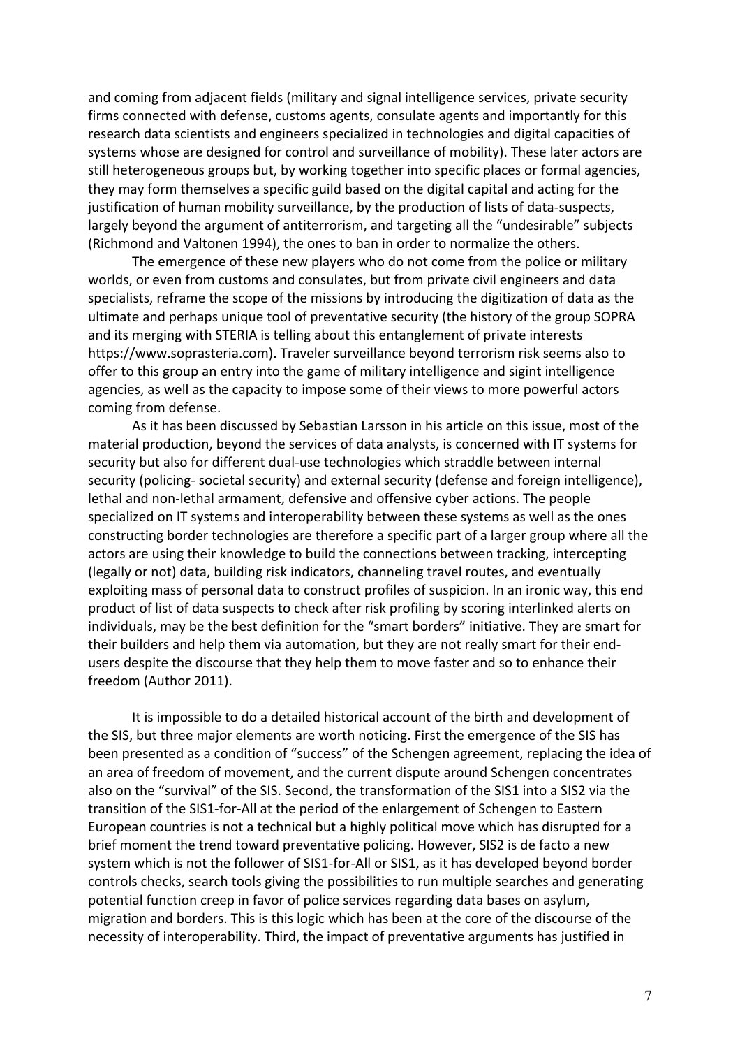and coming from adjacent fields (military and signal intelligence services, private security firms connected with defense, customs agents, consulate agents and importantly for this research data scientists and engineers specialized in technologies and digital capacities of systems whose are designed for control and surveillance of mobility). These later actors are still heterogeneous groups but, by working together into specific places or formal agencies, they may form themselves a specific guild based on the digital capital and acting for the justification of human mobility surveillance, by the production of lists of data-suspects, largely beyond the argument of antiterrorism, and targeting all the "undesirable" subjects (Richmond and Valtonen 1994), the ones to ban in order to normalize the others.

The emergence of these new players who do not come from the police or military worlds, or even from customs and consulates, but from private civil engineers and data specialists, reframe the scope of the missions by introducing the digitization of data as the ultimate and perhaps unique tool of preventative security (the history of the group SOPRA and its merging with STERIA is telling about this entanglement of private interests https://www.soprasteria.com). Traveler surveillance beyond terrorism risk seems also to offer to this group an entry into the game of military intelligence and sigint intelligence agencies, as well as the capacity to impose some of their views to more powerful actors coming from defense.

As it has been discussed by Sebastian Larsson in his article on this issue, most of the material production, beyond the services of data analysts, is concerned with IT systems for security but also for different dual-use technologies which straddle between internal security (policing- societal security) and external security (defense and foreign intelligence), lethal and non-lethal armament, defensive and offensive cyber actions. The people specialized on IT systems and interoperability between these systems as well as the ones constructing border technologies are therefore a specific part of a larger group where all the actors are using their knowledge to build the connections between tracking, intercepting (legally or not) data, building risk indicators, channeling travel routes, and eventually exploiting mass of personal data to construct profiles of suspicion. In an ironic way, this end product of list of data suspects to check after risk profiling by scoring interlinked alerts on individuals, may be the best definition for the "smart borders" initiative. They are smart for their builders and help them via automation, but they are not really smart for their end-users despite the discourse that they help them to move faster and so to enhance their freedom (Author 2011).

It is impossible to do a detailed historical account of the birth and development of the SIS, but three major elements are worth noticing. First the emergence of the SIS has been presented as a condition of "success" of the Schengen agreement, replacing the idea of an area of freedom of movement, and the current dispute around Schengen concentrates also on the "survival" of the SIS. Second, the transformation of the SIS1 into a SIS2 via the transition of the SIS1-for-All at the period of the enlargement of Schengen to Eastern European countries is not a technical but a highly political move which has disrupted for a brief moment the trend toward preventative policing. However, SIS2 is de facto a new system which is not the follower of SIS1-for-All or SIS1, as it has developed beyond border controls checks, search tools giving the possibilities to run multiple searches and generating potential function creep in favor of police services regarding data bases on asylum, migration and borders. This is this logic which has been at the core of the discourse of the necessity of interoperability. Third, the impact of preventative arguments has justified in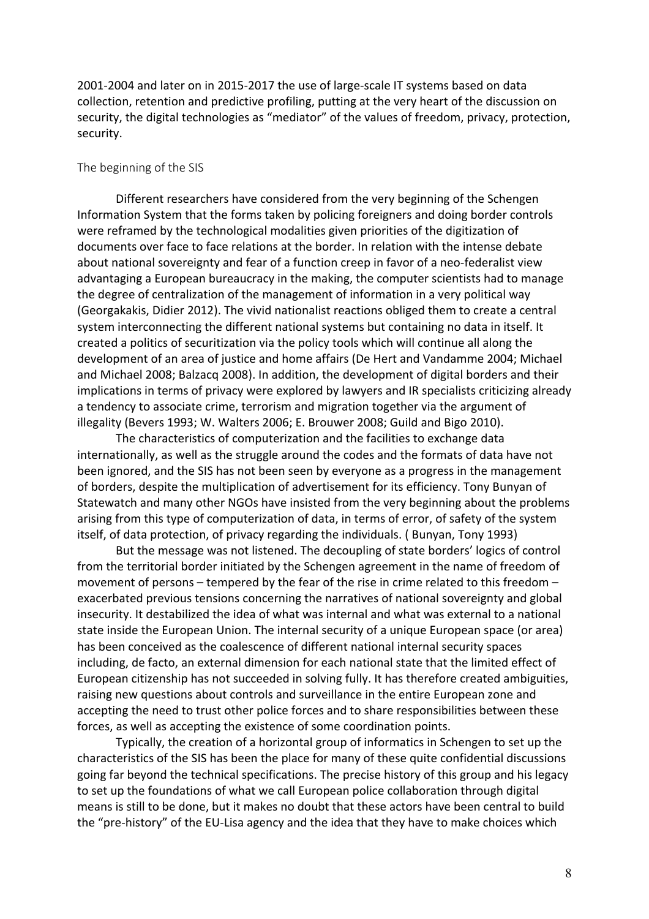2001-2004 and later on in 2015-2017 the use of large-scale IT systems based on data collection, retention and predictive profiling, putting at the very heart of the discussion on security, the digital technologies as "mediator" of the values of freedom, privacy, protection, security.

### The beginning of the SIS

Different researchers have considered from the very beginning of the Schengen Information System that the forms taken by policing foreigners and doing border controls were reframed by the technological modalities given priorities of the digitization of documents over face to face relations at the border. In relation with the intense debate about national sovereignty and fear of a function creep in favor of a neo-federalist view advantaging a European bureaucracy in the making, the computer scientists had to manage the degree of centralization of the management of information in a very political way (Georgakakis, Didier 2012). The vivid nationalist reactions obliged them to create a central system interconnecting the different national systems but containing no data in itself. It created a politics of securitization via the policy tools which will continue all along the development of an area of justice and home affairs (De Hert and Vandamme 2004; Michael and Michael 2008; Balzacq 2008). In addition, the development of digital borders and their implications in terms of privacy were explored by lawyers and IR specialists criticizing already a tendency to associate crime, terrorism and migration together via the argument of illegality (Bevers 1993; W. Walters 2006; E. Brouwer 2008; Guild and Bigo 2010).

The characteristics of computerization and the facilities to exchange data internationally, as well as the struggle around the codes and the formats of data have not been ignored, and the SIS has not been seen by everyone as a progress in the management of borders, despite the multiplication of advertisement for its efficiency. Tony Bunyan of Statewatch and many other NGOs have insisted from the very beginning about the problems arising from this type of computerization of data, in terms of error, of safety of the system itself, of data protection, of privacy regarding the individuals. ( Bunyan, Tony 1993)

But the message was not listened. The decoupling of state borders' logics of control from the territorial border initiated by the Schengen agreement in the name of freedom of movement of persons – tempered by the fear of the rise in crime related to this freedom – exacerbated previous tensions concerning the narratives of national sovereignty and global insecurity. It destabilized the idea of what was internal and what was external to a national state inside the European Union. The internal security of a unique European space (or area) has been conceived as the coalescence of different national internal security spaces including, de facto, an external dimension for each national state that the limited effect of European citizenship has not succeeded in solving fully. It has therefore created ambiguities, raising new questions about controls and surveillance in the entire European zone and accepting the need to trust other police forces and to share responsibilities between these forces, as well as accepting the existence of some coordination points.

Typically, the creation of a horizontal group of informatics in Schengen to set up the characteristics of the SIS has been the place for many of these quite confidential discussions going far beyond the technical specifications. The precise history of this group and his legacy to set up the foundations of what we call European police collaboration through digital means is still to be done, but it makes no doubt that these actors have been central to build the "pre-history" of the EU-Lisa agency and the idea that they have to make choices which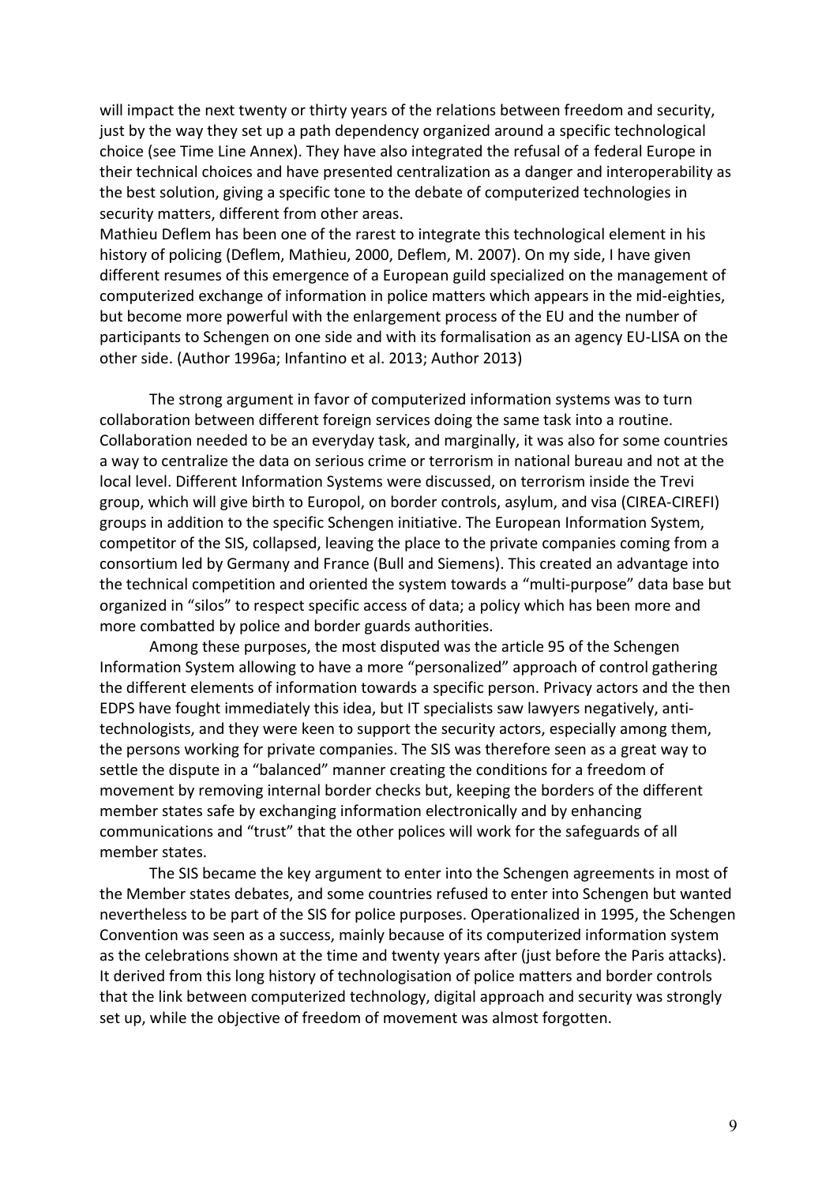will impact the next twenty or thirty years of the relations between freedom and security, just by the way they set up a path dependency organized around a specific technological choice (see Time Line Annex). They have also integrated the refusal of a federal Europe in their technical choices and have presented centralization as a danger and interoperability as the best solution, giving a specific tone to the debate of computerized technologies in security matters, different from other areas.

Mathieu Deflem has been one of the rarest to integrate this technological element in his history of policing (Deflem, Mathieu, 2000, Deflem, M. 2007). On my side, I have given different resumes of this emergence of a European guild specialized on the management of computerized exchange of information in police matters which appears in the mid-eighties, but become more powerful with the enlargement process of the EU and the number of participants to Schengen on one side and with its formalisation as an agency EU-LISA on the other side. (Author 1996a; Infantino et al. 2013; Author 2013)

The strong argument in favor of computerized information systems was to turn collaboration between different foreign services doing the same task into a routine. Collaboration needed to be an everyday task, and marginally, it was also for some countries a way to centralize the data on serious crime or terrorism in national bureau and not at the local level. Different Information Systems were discussed, on terrorism inside the Trevi group, which will give birth to Europol, on border controls, asylum, and visa (CIREA-CIREFI) groups in addition to the specific Schengen initiative. The European Information System, competitor of the SIS, collapsed, leaving the place to the private companies coming from a consortium led by Germany and France (Bull and Siemens). This created an advantage into the technical competition and oriented the system towards a "multi-purpose" data base but organized in "silos" to respect specific access of data; a policy which has been more and more combatted by police and border guards authorities.

Among these purposes, the most disputed was the article 95 of the Schengen Information System allowing to have a more "personalized" approach of control gathering the different elements of information towards a specific person. Privacy actors and the then EDPS have fought immediately this idea, but IT specialists saw lawyers negatively, anti-technologists, and they were keen to support the security actors, especially among them, the persons working for private companies. The SIS was therefore seen as a great way to settle the dispute in a "balanced" manner creating the conditions for a freedom of movement by removing internal border checks but, keeping the borders of the different member states safe by exchanging information electronically and by enhancing communications and "trust" that the other polices will work for the safeguards of all member states.

The SIS became the key argument to enter into the Schengen agreements in most of the Member states debates, and some countries refused to enter into Schengen but wanted nevertheless to be part of the SIS for police purposes. Operationalized in 1995, the Schengen Convention was seen as a success, mainly because of its computerized information system as the celebrations shown at the time and twenty years after (just before the Paris attacks). It derived from this long history of technologisation of police matters and border controls that the link between computerized technology, digital approach and security was strongly set up, while the objective of freedom of movement was almost forgotten.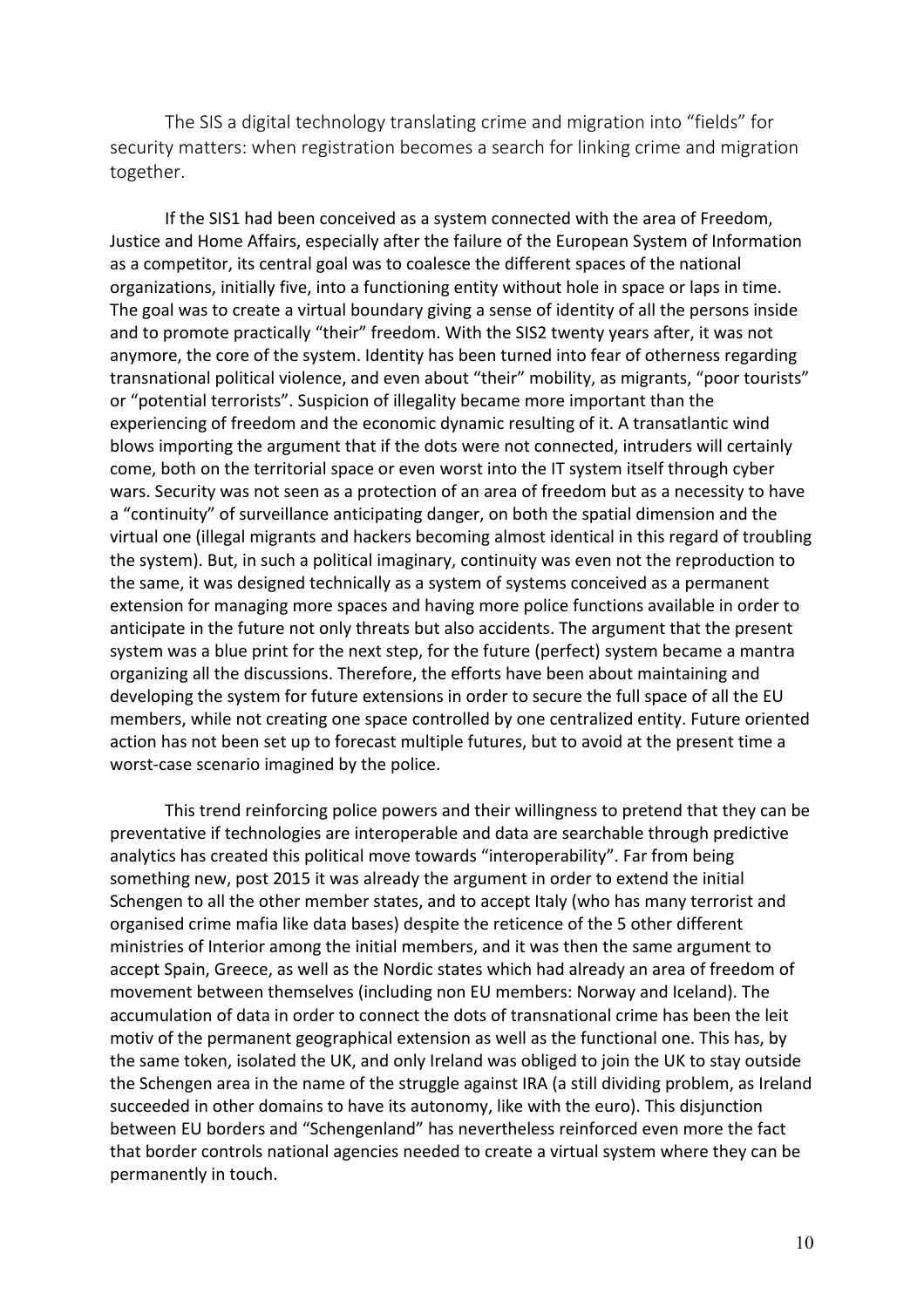The SIS a digital technology translating crime and migration into "fields" for security matters: when registration becomes a search for linking crime and migration together.

If the SIS1 had been conceived as a system connected with the area of Freedom, Justice and Home Affairs, especially after the failure of the European System of Information as a competitor, its central goal was to coalesce the different spaces of the national organizations, initially five, into a functioning entity without hole in space or laps in time. The goal was to create a virtual boundary giving a sense of identity of all the persons inside and to promote practically "their" freedom. With the SIS2 twenty years after, it was not anymore, the core of the system. Identity has been turned into fear of otherness regarding transnational political violence, and even about "their" mobility, as migrants, "poor tourists" or "potential terrorists". Suspicion of illegality became more important than the experiencing of freedom and the economic dynamic resulting of it. A transatlantic wind blows importing the argument that if the dots were not connected, intruders will certainly come, both on the territorial space or even worst into the IT system itself through cyber wars. Security was not seen as a protection of an area of freedom but as a necessity to have a "continuity" of surveillance anticipating danger, on both the spatial dimension and the virtual one (illegal migrants and hackers becoming almost identical in this regard of troubling the system). But, in such a political imaginary, continuity was even not the reproduction to the same, it was designed technically as a system of systems conceived as a permanent extension for managing more spaces and having more police functions available in order to anticipate in the future not only threats but also accidents. The argument that the present system was a blue print for the next step, for the future (perfect) system became a mantra organizing all the discussions. Therefore, the efforts have been about maintaining and developing the system for future extensions in order to secure the full space of all the EU members, while not creating one space controlled by one centralized entity. Future oriented action has not been set up to forecast multiple futures, but to avoid at the present time a worst-case scenario imagined by the police.

This trend reinforcing police powers and their willingness to pretend that they can be preventative if technologies are interoperable and data are searchable through predictive analytics has created this political move towards "interoperability". Far from being something new, post 2015 it was already the argument in order to extend the initial Schengen to all the other member states, and to accept Italy (who has many terrorist and organised crime mafia like data bases) despite the reticence of the 5 other different ministries of Interior among the initial members, and it was then the same argument to accept Spain, Greece, as well as the Nordic states which had already an area of freedom of movement between themselves (including non EU members: Norway and Iceland). The accumulation of data in order to connect the dots of transnational crime has been the leit motiv of the permanent geographical extension as well as the functional one. This has, by the same token, isolated the UK, and only Ireland was obliged to join the UK to stay outside the Schengen area in the name of the struggle against IRA (a still dividing problem, as Ireland succeeded in other domains to have its autonomy, like with the euro). This disjunction between EU borders and "Schengenland" has nevertheless reinforced even more the fact that border controls national agencies needed to create a virtual system where they can be permanently in touch.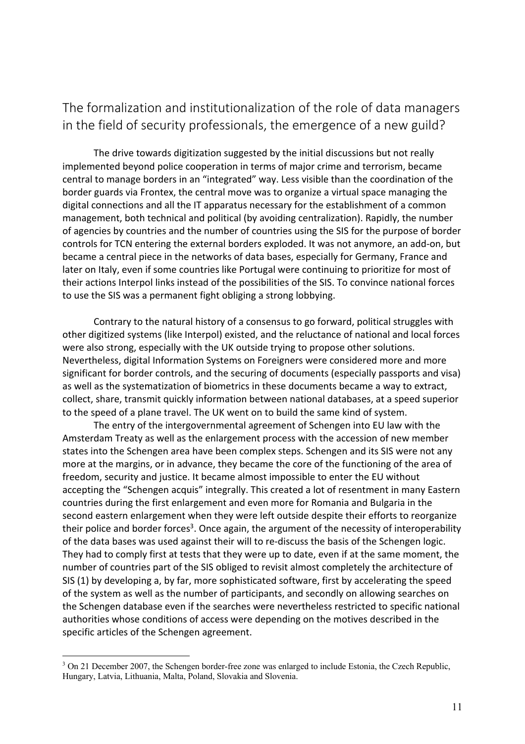## The formalization and institutionalization of the role of data managers in the field of security professionals, the emergence of a new guild?

The drive towards digitization suggested by the initial discussions but not really implemented beyond police cooperation in terms of major crime and terrorism, became central to manage borders in an "integrated" way. Less visible than the coordination of the border guards via Frontex, the central move was to organize a virtual space managing the digital connections and all the IT apparatus necessary for the establishment of a common management, both technical and political (by avoiding centralization). Rapidly, the number of agencies by countries and the number of countries using the SIS for the purpose of border controls for TCN entering the external borders exploded. It was not anymore, an add-on, but became a central piece in the networks of data bases, especially for Germany, France and later on Italy, even if some countries like Portugal were continuing to prioritize for most of their actions Interpol links instead of the possibilities of the SIS. To convince national forces to use the SIS was a permanent fight obliging a strong lobbying.

Contrary to the natural history of a consensus to go forward, political struggles with other digitized systems (like Interpol) existed, and the reluctance of national and local forces were also strong, especially with the UK outside trying to propose other solutions. Nevertheless, digital Information Systems on Foreigners were considered more and more significant for border controls, and the securing of documents (especially passports and visa) as well as the systematization of biometrics in these documents became a way to extract, collect, share, transmit quickly information between national databases, at a speed superior to the speed of a plane travel. The UK went on to build the same kind of system.

The entry of the intergovernmental agreement of Schengen into EU law with the Amsterdam Treaty as well as the enlargement process with the accession of new member states into the Schengen area have been complex steps. Schengen and its SIS were not any more at the margins, or in advance, they became the core of the functioning of the area of freedom, security and justice. It became almost impossible to enter the EU without accepting the "Schengen acquis" integrally. This created a lot of resentment in many Eastern countries during the first enlargement and even more for Romania and Bulgaria in the second eastern enlargement when they were left outside despite their efforts to reorganize their police and border forces[3]. Once again, the argument of the necessity of interoperability of the data bases was used against their will to re-discuss the basis of the Schengen logic. They had to comply first at tests that they were up to date, even if at the same moment, the number of countries part of the SIS obliged to revisit almost completely the architecture of SIS (1) by developing a, by far, more sophisticated software, first by accelerating the speed of the system as well as the number of participants, and secondly on allowing searches on the Schengen database even if the searches were nevertheless restricted to specific national authorities whose conditions of access were depending on the motives described in the specific articles of the Schengen agreement.

[3] On 21 December 2007, the Schengen border-free zone was enlarged to include Estonia, the Czech Republic, Hungary, Latvia, Lithuania, Malta, Poland, Slovakia and Slovenia.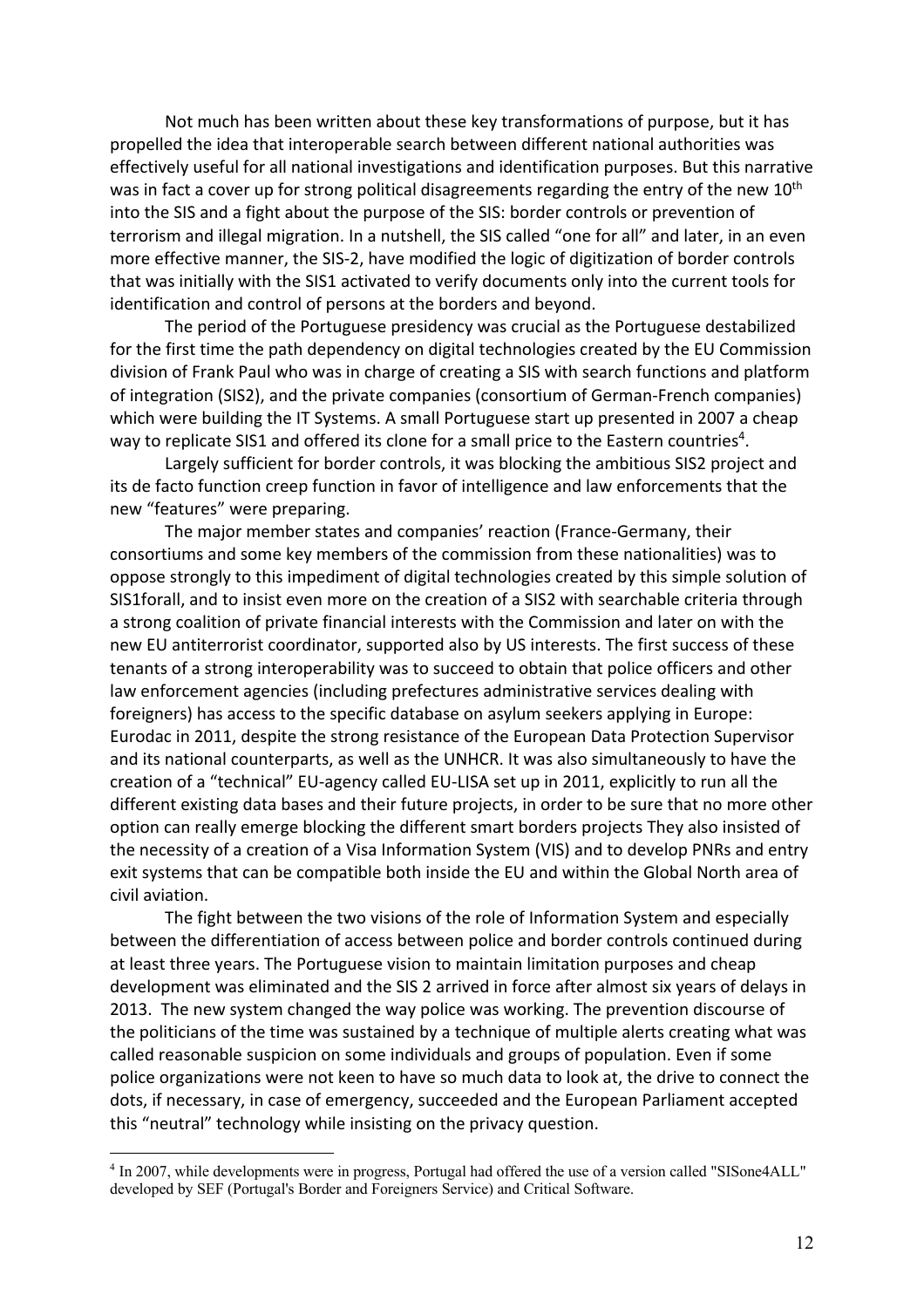Not much has been written about these key transformations of purpose, but it has propelled the idea that interoperable search between different national authorities was effectively useful for all national investigations and identification purposes. But this narrative was in fact a cover up for strong political disagreements regarding the entry of the new 10$^{th}$ into the SIS and a fight about the purpose of the SIS: border controls or prevention of terrorism and illegal migration. In a nutshell, the SIS called "one for all" and later, in an even more effective manner, the SIS-2, have modified the logic of digitization of border controls that was initially with the SIS1 activated to verify documents only into the current tools for identification and control of persons at the borders and beyond.

The period of the Portuguese presidency was crucial as the Portuguese destabilized for the first time the path dependency on digital technologies created by the EU Commission division of Frank Paul who was in charge of creating a SIS with search functions and platform of integration (SIS2), and the private companies (consortium of German-French companies) which were building the IT Systems. A small Portuguese start up presented in 2007 a cheap way to replicate SIS1 and offered its clone for a small price to the Eastern countries[4].

Largely sufficient for border controls, it was blocking the ambitious SIS2 project and its de facto function creep function in favor of intelligence and law enforcements that the new "features" were preparing.

The major member states and companies' reaction (France-Germany, their consortiums and some key members of the commission from these nationalities) was to oppose strongly to this impediment of digital technologies created by this simple solution of SIS1forall, and to insist even more on the creation of a SIS2 with searchable criteria through a strong coalition of private financial interests with the Commission and later on with the new EU antiterrorist coordinator, supported also by US interests. The first success of these tenants of a strong interoperability was to succeed to obtain that police officers and other law enforcement agencies (including prefectures administrative services dealing with foreigners) has access to the specific database on asylum seekers applying in Europe: Eurodac in 2011, despite the strong resistance of the European Data Protection Supervisor and its national counterparts, as well as the UNHCR. It was also simultaneously to have the creation of a "technical" EU-agency called EU-LISA set up in 2011, explicitly to run all the different existing data bases and their future projects, in order to be sure that no more other option can really emerge blocking the different smart borders projects They also insisted of the necessity of a creation of a Visa Information System (VIS) and to develop PNRs and entry exit systems that can be compatible both inside the EU and within the Global North area of civil aviation.

The fight between the two visions of the role of Information System and especially between the differentiation of access between police and border controls continued during at least three years. The Portuguese vision to maintain limitation purposes and cheap development was eliminated and the SIS 2 arrived in force after almost six years of delays in 2013. The new system changed the way police was working. The prevention discourse of the politicians of the time was sustained by a technique of multiple alerts creating what was called reasonable suspicion on some individuals and groups of population. Even if some police organizations were not keen to have so much data to look at, the drive to connect the dots, if necessary, in case of emergency, succeeded and the European Parliament accepted this "neutral" technology while insisting on the privacy question.

---

[4] In 2007, while developments were in progress, Portugal had offered the use of a version called "SISone4ALL" developed by SEF (Portugal's Border and Foreigners Service) and Critical Software.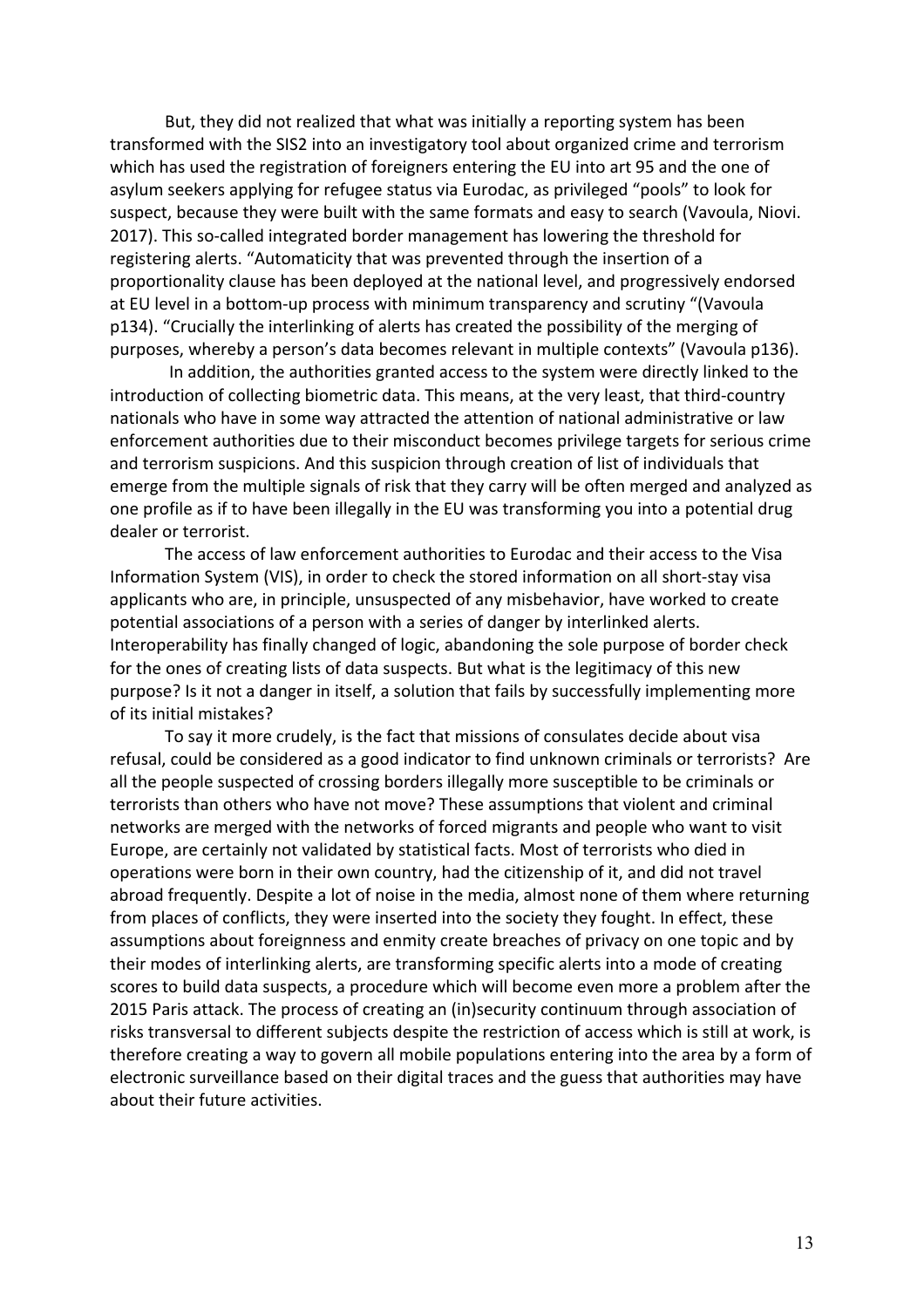But, they did not realized that what was initially a reporting system has been transformed with the SIS2 into an investigatory tool about organized crime and terrorism which has used the registration of foreigners entering the EU into art 95 and the one of asylum seekers applying for refugee status via Eurodac, as privileged "pools" to look for suspect, because they were built with the same formats and easy to search (Vavoula, Niovi. 2017). This so-called integrated border management has lowering the threshold for registering alerts. "Automaticity that was prevented through the insertion of a proportionality clause has been deployed at the national level, and progressively endorsed at EU level in a bottom-up process with minimum transparency and scrutiny "(Vavoula p134). "Crucially the interlinking of alerts has created the possibility of the merging of purposes, whereby a person's data becomes relevant in multiple contexts" (Vavoula p136).

In addition, the authorities granted access to the system were directly linked to the introduction of collecting biometric data. This means, at the very least, that third-country nationals who have in some way attracted the attention of national administrative or law enforcement authorities due to their misconduct becomes privilege targets for serious crime and terrorism suspicions. And this suspicion through creation of list of individuals that emerge from the multiple signals of risk that they carry will be often merged and analyzed as one profile as if to have been illegally in the EU was transforming you into a potential drug dealer or terrorist.

The access of law enforcement authorities to Eurodac and their access to the Visa Information System (VIS), in order to check the stored information on all short-stay visa applicants who are, in principle, unsuspected of any misbehavior, have worked to create potential associations of a person with a series of danger by interlinked alerts. Interoperability has finally changed of logic, abandoning the sole purpose of border check for the ones of creating lists of data suspects. But what is the legitimacy of this new purpose? Is it not a danger in itself, a solution that fails by successfully implementing more of its initial mistakes?

To say it more crudely, is the fact that missions of consulates decide about visa refusal, could be considered as a good indicator to find unknown criminals or terrorists? Are all the people suspected of crossing borders illegally more susceptible to be criminals or terrorists than others who have not move? These assumptions that violent and criminal networks are merged with the networks of forced migrants and people who want to visit Europe, are certainly not validated by statistical facts. Most of terrorists who died in operations were born in their own country, had the citizenship of it, and did not travel abroad frequently. Despite a lot of noise in the media, almost none of them where returning from places of conflicts, they were inserted into the society they fought. In effect, these assumptions about foreignness and enmity create breaches of privacy on one topic and by their modes of interlinking alerts, are transforming specific alerts into a mode of creating scores to build data suspects, a procedure which will become even more a problem after the 2015 Paris attack. The process of creating an (in)security continuum through association of risks transversal to different subjects despite the restriction of access which is still at work, is therefore creating a way to govern all mobile populations entering into the area by a form of electronic surveillance based on their digital traces and the guess that authorities may have about their future activities.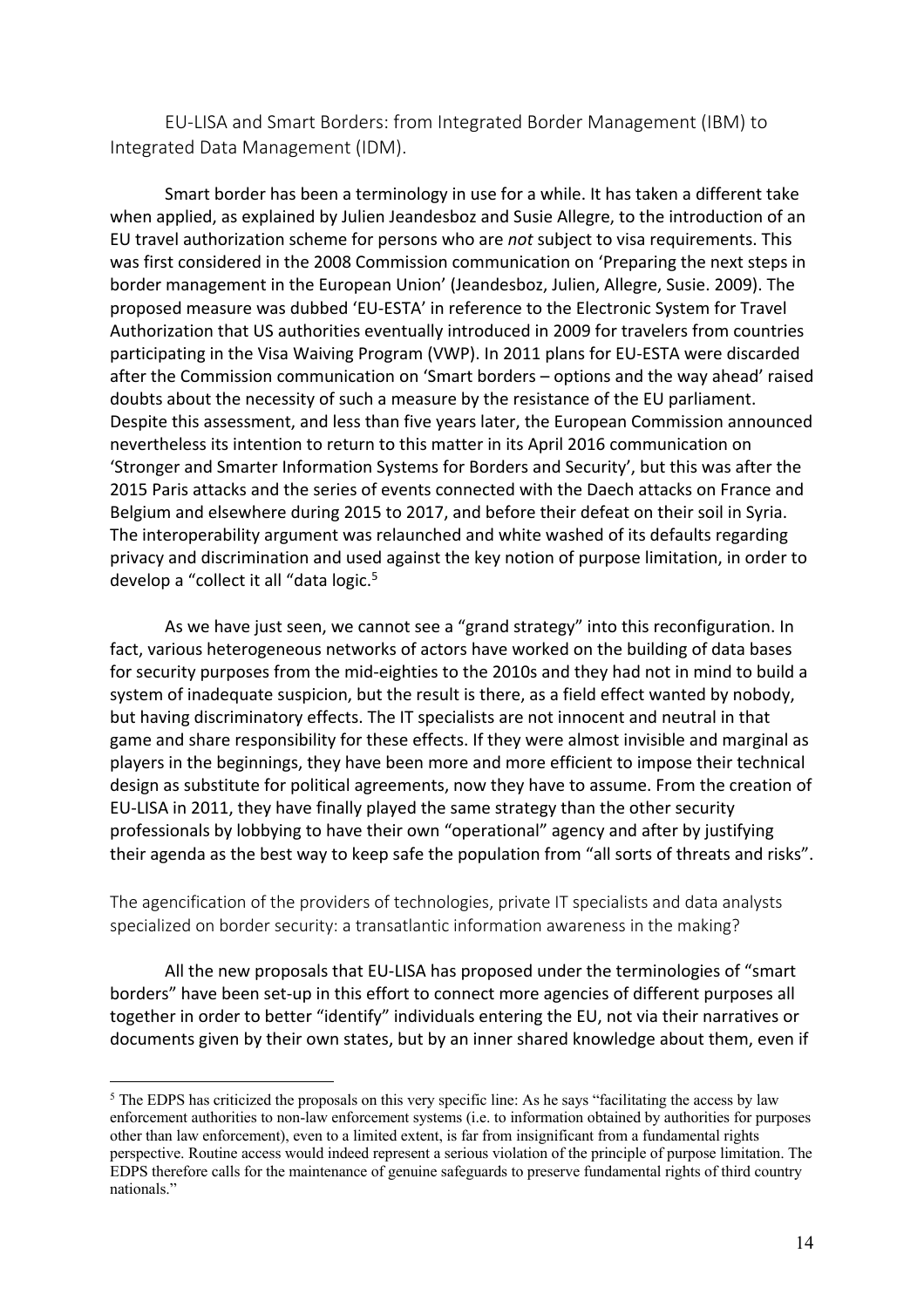## EU-LISA and Smart Borders: from Integrated Border Management (IBM) to Integrated Data Management (IDM).

Smart border has been a terminology in use for a while. It has taken a different take when applied, as explained by Julien Jeandesboz and Susie Allegre, to the introduction of an EU travel authorization scheme for persons who are *not* subject to visa requirements. This was first considered in the 2008 Commission communication on 'Preparing the next steps in border management in the European Union' (Jeandesboz, Julien, Allegre, Susie. 2009). The proposed measure was dubbed 'EU-ESTA' in reference to the Electronic System for Travel Authorization that US authorities eventually introduced in 2009 for travelers from countries participating in the Visa Waiving Program (VWP). In 2011 plans for EU-ESTA were discarded after the Commission communication on 'Smart borders – options and the way ahead' raised doubts about the necessity of such a measure by the resistance of the EU parliament. Despite this assessment, and less than five years later, the European Commission announced nevertheless its intention to return to this matter in its April 2016 communication on 'Stronger and Smarter Information Systems for Borders and Security', but this was after the 2015 Paris attacks and the series of events connected with the Daech attacks on France and Belgium and elsewhere during 2015 to 2017, and before their defeat on their soil in Syria. The interoperability argument was relaunched and white washed of its defaults regarding privacy and discrimination and used against the key notion of purpose limitation, in order to develop a "collect it all "data logic.[5]

As we have just seen, we cannot see a "grand strategy" into this reconfiguration. In fact, various heterogeneous networks of actors have worked on the building of data bases for security purposes from the mid-eighties to the 2010s and they had not in mind to build a system of inadequate suspicion, but the result is there, as a field effect wanted by nobody, but having discriminatory effects. The IT specialists are not innocent and neutral in that game and share responsibility for these effects. If they were almost invisible and marginal as players in the beginnings, they have been more and more efficient to impose their technical design as substitute for political agreements, now they have to assume. From the creation of EU-LISA in 2011, they have finally played the same strategy than the other security professionals by lobbying to have their own "operational" agency and after by justifying their agenda as the best way to keep safe the population from "all sorts of threats and risks".

## The agencification of the providers of technologies, private IT specialists and data analysts specialized on border security: a transatlantic information awareness in the making?

All the new proposals that EU-LISA has proposed under the terminologies of "smart borders" have been set-up in this effort to connect more agencies of different purposes all together in order to better "identify" individuals entering the EU, not via their narratives or documents given by their own states, but by an inner shared knowledge about them, even if

---

[5] The EDPS has criticized the proposals on this very specific line: As he says "facilitating the access by law enforcement authorities to non-law enforcement systems (i.e. to information obtained by authorities for purposes other than law enforcement), even to a limited extent, is far from insignificant from a fundamental rights perspective. Routine access would indeed represent a serious violation of the principle of purpose limitation. The EDPS therefore calls for the maintenance of genuine safeguards to preserve fundamental rights of third country nationals."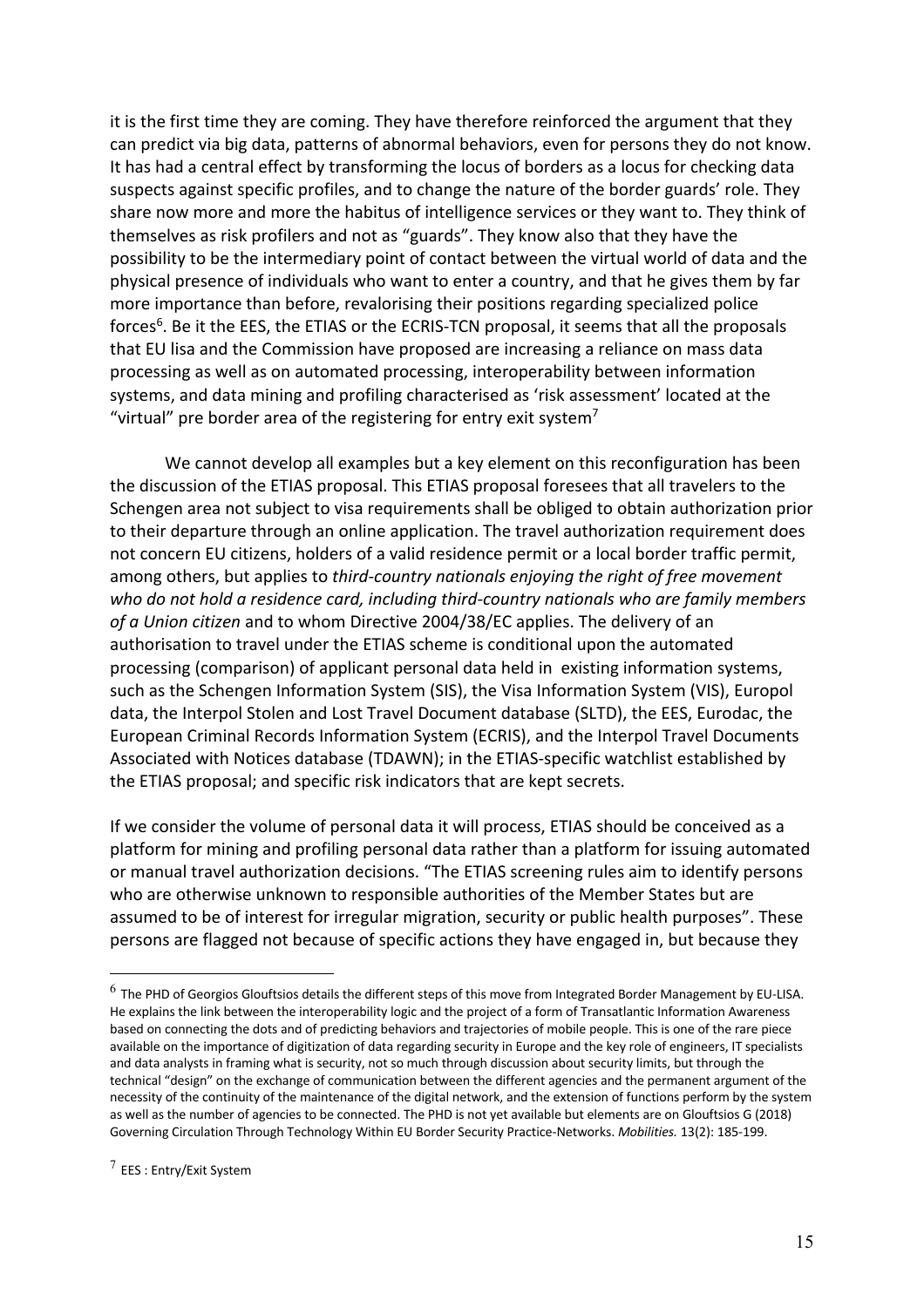it is the first time they are coming. They have therefore reinforced the argument that they can predict via big data, patterns of abnormal behaviors, even for persons they do not know. It has had a central effect by transforming the locus of borders as a locus for checking data suspects against specific profiles, and to change the nature of the border guards' role. They share now more and more the habitus of intelligence services or they want to. They think of themselves as risk profilers and not as "guards". They know also that they have the possibility to be the intermediary point of contact between the virtual world of data and the physical presence of individuals who want to enter a country, and that he gives them by far more importance than before, revalorising their positions regarding specialized police forces[6]. Be it the EES, the ETIAS or the ECRIS-TCN proposal, it seems that all the proposals that EU lisa and the Commission have proposed are increasing a reliance on mass data processing as well as on automated processing, interoperability between information systems, and data mining and profiling characterised as 'risk assessment' located at the "virtual" pre border area of the registering for entry exit system[7]

We cannot develop all examples but a key element on this reconfiguration has been the discussion of the ETIAS proposal. This ETIAS proposal foresees that all travelers to the Schengen area not subject to visa requirements shall be obliged to obtain authorization prior to their departure through an online application. The travel authorization requirement does not concern EU citizens, holders of a valid residence permit or a local border traffic permit, among others, but applies to *third-country nationals enjoying the right of free movement who do not hold a residence card, including third-country nationals who are family members of a Union citizen* and to whom Directive 2004/38/EC applies. The delivery of an authorisation to travel under the ETIAS scheme is conditional upon the automated processing (comparison) of applicant personal data held in existing information systems, such as the Schengen Information System (SIS), the Visa Information System (VIS), Europol data, the Interpol Stolen and Lost Travel Document database (SLTD), the EES, Eurodac, the European Criminal Records Information System (ECRIS), and the Interpol Travel Documents Associated with Notices database (TDAWN); in the ETIAS-specific watchlist established by the ETIAS proposal; and specific risk indicators that are kept secrets.

If we consider the volume of personal data it will process, ETIAS should be conceived as a platform for mining and profiling personal data rather than a platform for issuing automated or manual travel authorization decisions. "The ETIAS screening rules aim to identify persons who are otherwise unknown to responsible authorities of the Member States but are assumed to be of interest for irregular migration, security or public health purposes". These persons are flagged not because of specific actions they have engaged in, but because they

---

[6] The PHD of Georgios Glouftsios details the different steps of this move from Integrated Border Management by EU-LISA. He explains the link between the interoperability logic and the project of a form of Transatlantic Information Awareness based on connecting the dots and of predicting behaviors and trajectories of mobile people. This is one of the rare piece available on the importance of digitization of data regarding security in Europe and the key role of engineers, IT specialists and data analysts in framing what is security, not so much through discussion about security limits, but through the technical "design" on the exchange of communication between the different agencies and the permanent argument of the necessity of the continuity of the maintenance of the digital network, and the extension of functions perform by the system as well as the number of agencies to be connected. The PHD is not yet available but elements are on Glouftsios G (2018) Governing Circulation Through Technology Within EU Border Security Practice-Networks. *Mobilities.* 13(2): 185-199.

[7] EES : Entry/Exit System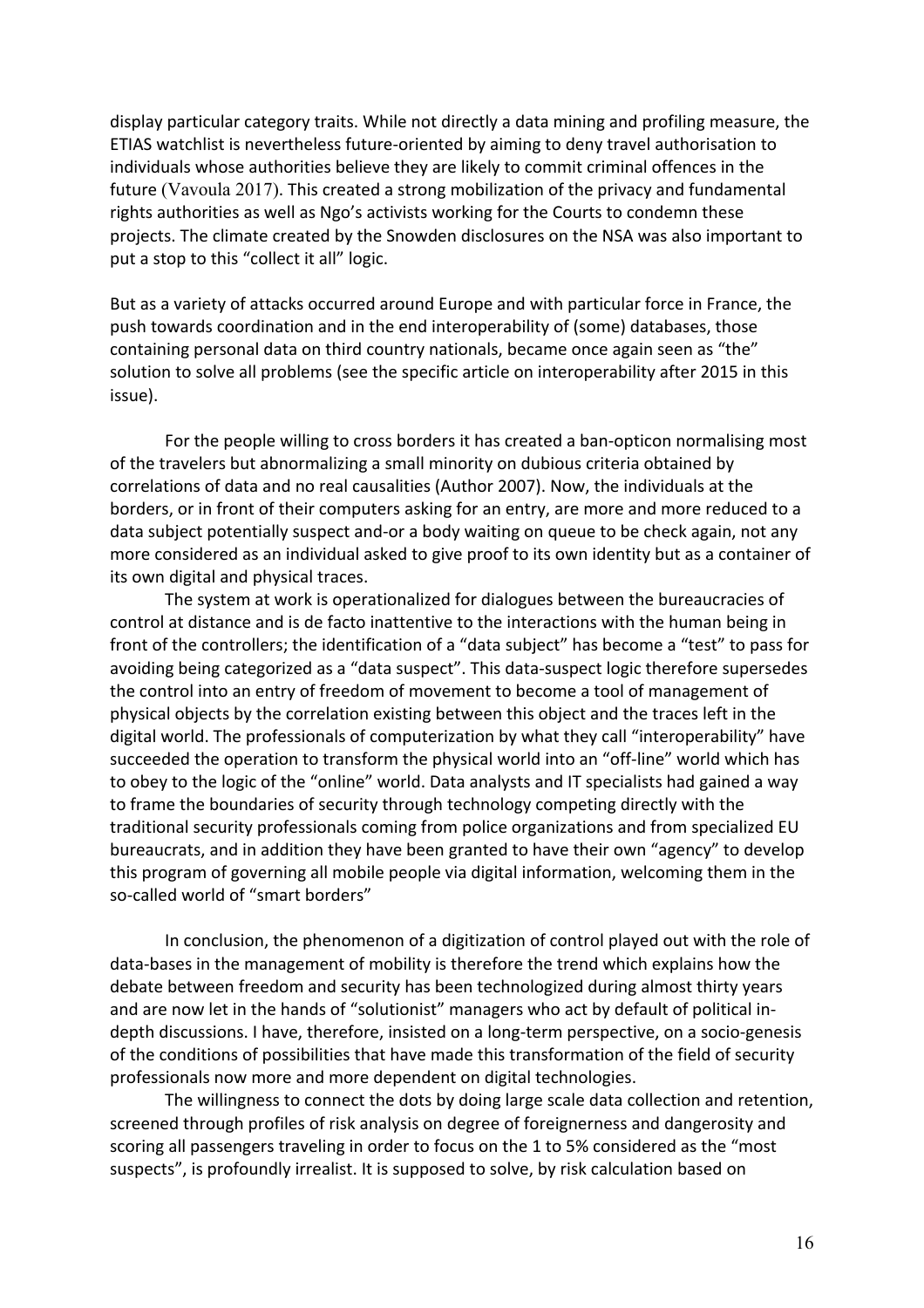display particular category traits. While not directly a data mining and profiling measure, the ETIAS watchlist is nevertheless future-oriented by aiming to deny travel authorisation to individuals whose authorities believe they are likely to commit criminal offences in the future (Vavoula 2017). This created a strong mobilization of the privacy and fundamental rights authorities as well as Ngo's activists working for the Courts to condemn these projects. The climate created by the Snowden disclosures on the NSA was also important to put a stop to this "collect it all" logic.

But as a variety of attacks occurred around Europe and with particular force in France, the push towards coordination and in the end interoperability of (some) databases, those containing personal data on third country nationals, became once again seen as "the" solution to solve all problems (see the specific article on interoperability after 2015 in this issue).

For the people willing to cross borders it has created a ban-opticon normalising most of the travelers but abnormalizing a small minority on dubious criteria obtained by correlations of data and no real causalities (Author 2007). Now, the individuals at the borders, or in front of their computers asking for an entry, are more and more reduced to a data subject potentially suspect and-or a body waiting on queue to be check again, not any more considered as an individual asked to give proof to its own identity but as a container of its own digital and physical traces.

The system at work is operationalized for dialogues between the bureaucracies of control at distance and is de facto inattentive to the interactions with the human being in front of the controllers; the identification of a "data subject" has become a "test" to pass for avoiding being categorized as a "data suspect". This data-suspect logic therefore supersedes the control into an entry of freedom of movement to become a tool of management of physical objects by the correlation existing between this object and the traces left in the digital world. The professionals of computerization by what they call "interoperability" have succeeded the operation to transform the physical world into an "off-line" world which has to obey to the logic of the "online" world. Data analysts and IT specialists had gained a way to frame the boundaries of security through technology competing directly with the traditional security professionals coming from police organizations and from specialized EU bureaucrats, and in addition they have been granted to have their own "agency" to develop this program of governing all mobile people via digital information, welcoming them in the so-called world of "smart borders"

In conclusion, the phenomenon of a digitization of control played out with the role of data-bases in the management of mobility is therefore the trend which explains how the debate between freedom and security has been technologized during almost thirty years and are now let in the hands of "solutionist" managers who act by default of political in-depth discussions. I have, therefore, insisted on a long-term perspective, on a socio-genesis of the conditions of possibilities that have made this transformation of the field of security professionals now more and more dependent on digital technologies.

The willingness to connect the dots by doing large scale data collection and retention, screened through profiles of risk analysis on degree of foreignerness and dangerosity and scoring all passengers traveling in order to focus on the 1 to 5% considered as the "most suspects", is profoundly irrealist. It is supposed to solve, by risk calculation based on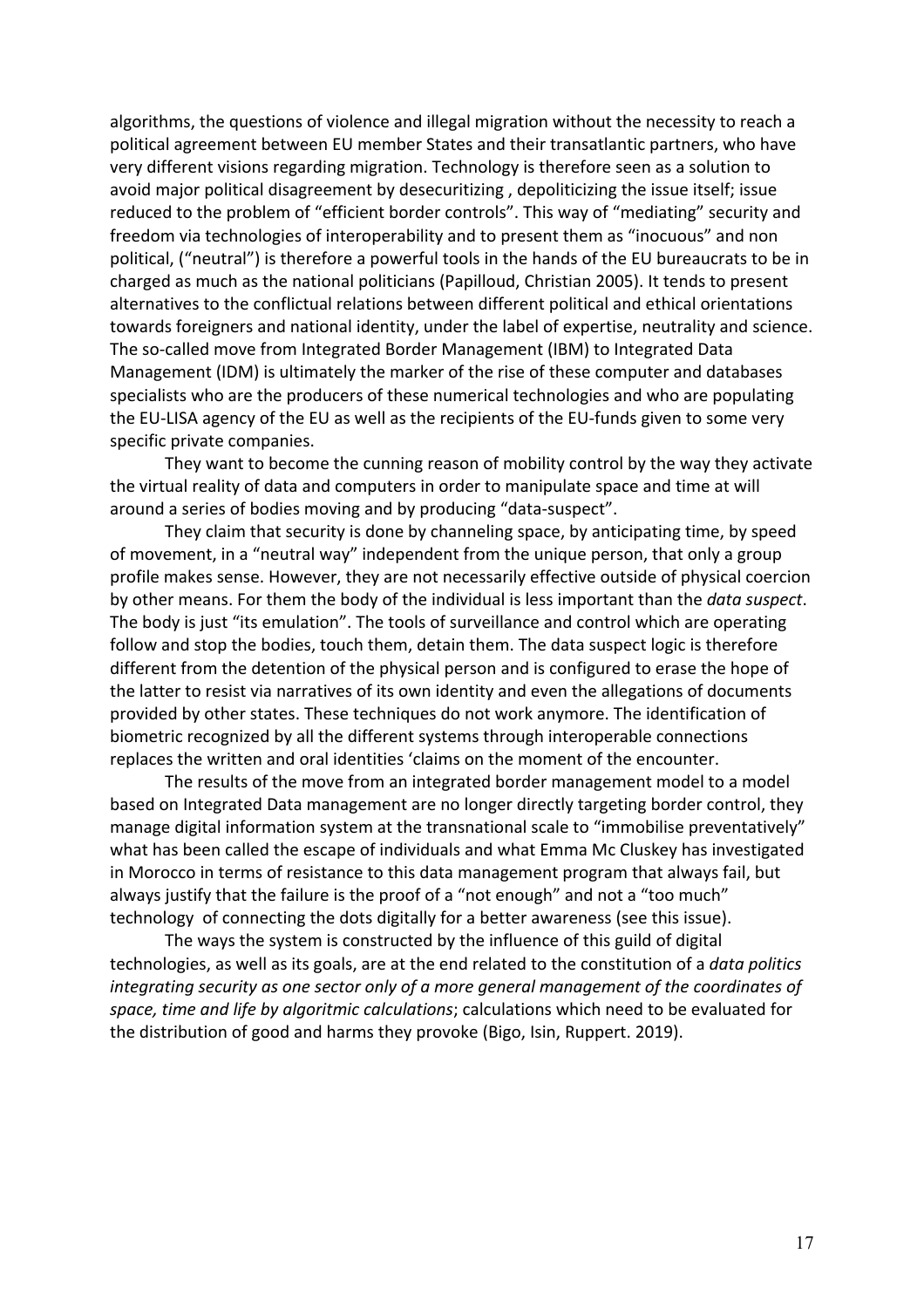algorithms, the questions of violence and illegal migration without the necessity to reach a political agreement between EU member States and their transatlantic partners, who have very different visions regarding migration. Technology is therefore seen as a solution to avoid major political disagreement by desecuritizing , depoliticizing the issue itself; issue reduced to the problem of "efficient border controls". This way of "mediating" security and freedom via technologies of interoperability and to present them as "inocuous" and non political, ("neutral") is therefore a powerful tools in the hands of the EU bureaucrats to be in charged as much as the national politicians (Papilloud, Christian 2005). It tends to present alternatives to the conflictual relations between different political and ethical orientations towards foreigners and national identity, under the label of expertise, neutrality and science. The so-called move from Integrated Border Management (IBM) to Integrated Data Management (IDM) is ultimately the marker of the rise of these computer and databases specialists who are the producers of these numerical technologies and who are populating the EU-LISA agency of the EU as well as the recipients of the EU-funds given to some very specific private companies.

They want to become the cunning reason of mobility control by the way they activate the virtual reality of data and computers in order to manipulate space and time at will around a series of bodies moving and by producing "data-suspect".

They claim that security is done by channeling space, by anticipating time, by speed of movement, in a "neutral way" independent from the unique person, that only a group profile makes sense. However, they are not necessarily effective outside of physical coercion by other means. For them the body of the individual is less important than the *data suspect*. The body is just "its emulation". The tools of surveillance and control which are operating follow and stop the bodies, touch them, detain them. The data suspect logic is therefore different from the detention of the physical person and is configured to erase the hope of the latter to resist via narratives of its own identity and even the allegations of documents provided by other states. These techniques do not work anymore. The identification of biometric recognized by all the different systems through interoperable connections replaces the written and oral identities 'claims on the moment of the encounter.

The results of the move from an integrated border management model to a model based on Integrated Data management are no longer directly targeting border control, they manage digital information system at the transnational scale to "immobilise preventatively" what has been called the escape of individuals and what Emma Mc Cluskey has investigated in Morocco in terms of resistance to this data management program that always fail, but always justify that the failure is the proof of a "not enough" and not a "too much" technology of connecting the dots digitally for a better awareness (see this issue).

The ways the system is constructed by the influence of this guild of digital technologies, as well as its goals, are at the end related to the constitution of a *data politics integrating security as one sector only of a more general management of the coordinates of space, time and life by algoritmic calculations*; calculations which need to be evaluated for the distribution of good and harms they provoke (Bigo, Isin, Ruppert. 2019).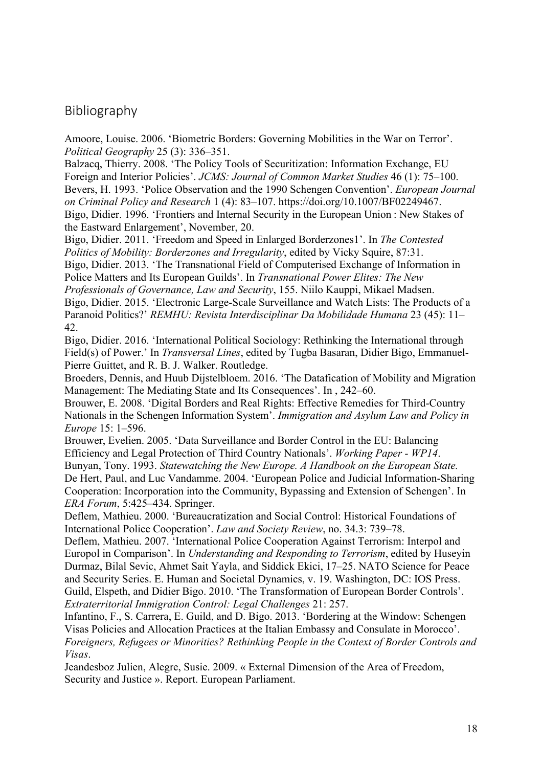## Bibliography

Amoore, Louise. 2006. 'Biometric Borders: Governing Mobilities in the War on Terror'. *Political Geography* 25 (3): 336–351.

Balzacq, Thierry. 2008. 'The Policy Tools of Securitization: Information Exchange, EU Foreign and Interior Policies'. *JCMS: Journal of Common Market Studies* 46 (1): 75–100.

Bevers, H. 1993. 'Police Observation and the 1990 Schengen Convention'. *European Journal on Criminal Policy and Research* 1 (4): 83–107. https://doi.org/10.1007/BF02249467.

Bigo, Didier. 1996. 'Frontiers and Internal Security in the European Union : New Stakes of the Eastward Enlargement', November, 20.

Bigo, Didier. 2011. 'Freedom and Speed in Enlarged Borderzones1'. In *The Contested Politics of Mobility: Borderzones and Irregularity*, edited by Vicky Squire, 87:31.

Bigo, Didier. 2013. 'The Transnational Field of Computerised Exchange of Information in Police Matters and Its European Guilds'. In *Transnational Power Elites: The New Professionals of Governance, Law and Security*, 155. Niilo Kauppi, Mikael Madsen.

Bigo, Didier. 2015. 'Electronic Large-Scale Surveillance and Watch Lists: The Products of a Paranoid Politics?' *REMHU: Revista Interdisciplinar Da Mobilidade Humana* 23 (45): 11–42.

Bigo, Didier. 2016. 'International Political Sociology: Rethinking the International through Field(s) of Power.' In *Transversal Lines*, edited by Tugba Basaran, Didier Bigo, Emmanuel-Pierre Guittet, and R. B. J. Walker. Routledge.

Broeders, Dennis, and Huub Dijstelbloem. 2016. 'The Datafication of Mobility and Migration Management: The Mediating State and Its Consequences'. In , 242–60.

Brouwer, E. 2008. 'Digital Borders and Real Rights: Effective Remedies for Third-Country Nationals in the Schengen Information System'. *Immigration and Asylum Law and Policy in Europe* 15: 1–596.

Brouwer, Evelien. 2005. 'Data Surveillance and Border Control in the EU: Balancing Efficiency and Legal Protection of Third Country Nationals'. *Working Paper - WP14*.

Bunyan, Tony. 1993. *Statewatching the New Europe. A Handbook on the European State.*

De Hert, Paul, and Luc Vandamme. 2004. 'European Police and Judicial Information-Sharing Cooperation: Incorporation into the Community, Bypassing and Extension of Schengen'. In *ERA Forum*, 5:425–434. Springer.

Deflem, Mathieu. 2000. 'Bureaucratization and Social Control: Historical Foundations of International Police Cooperation'. *Law and Society Review*, no. 34.3: 739–78.

Deflem, Mathieu. 2007. 'International Police Cooperation Against Terrorism: Interpol and Europol in Comparison'. In *Understanding and Responding to Terrorism*, edited by Huseyin Durmaz, Bilal Sevic, Ahmet Sait Yayla, and Siddick Ekici, 17–25. NATO Science for Peace and Security Series. E. Human and Societal Dynamics, v. 19. Washington, DC: IOS Press.

Guild, Elspeth, and Didier Bigo. 2010. 'The Transformation of European Border Controls'. *Extraterritorial Immigration Control: Legal Challenges* 21: 257.

Infantino, F., S. Carrera, E. Guild, and D. Bigo. 2013. 'Bordering at the Window: Schengen Visas Policies and Allocation Practices at the Italian Embassy and Consulate in Morocco'. *Foreigners, Refugees or Minorities? Rethinking People in the Context of Border Controls and Visas*.

Jeandesboz Julien, Alegre, Susie. 2009. « External Dimension of the Area of Freedom, Security and Justice ». Report. European Parliament.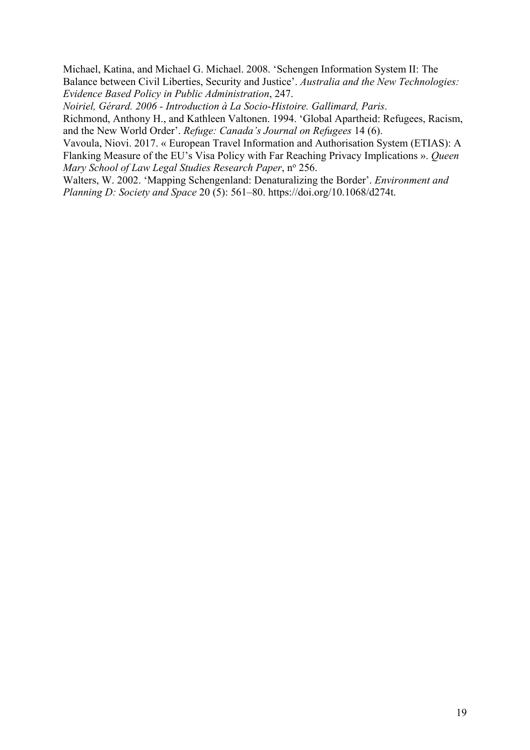Michael, Katina, and Michael G. Michael. 2008. 'Schengen Information System II: The Balance between Civil Liberties, Security and Justice'. *Australia and the New Technologies: Evidence Based Policy in Public Administration*, 247.

*Noiriel, Gérard. 2006 - Introduction à La Socio-Histoire. Gallimard, Paris*.

Richmond, Anthony H., and Kathleen Valtonen. 1994. 'Global Apartheid: Refugees, Racism, and the New World Order'. *Refuge: Canada's Journal on Refugees* 14 (6).

Vavoula, Niovi. 2017. « European Travel Information and Authorisation System (ETIAS): A Flanking Measure of the EU's Visa Policy with Far Reaching Privacy Implications ». *Queen Mary School of Law Legal Studies Research Paper*, nº 256.

Walters, W. 2002. 'Mapping Schengenland: Denaturalizing the Border'. *Environment and Planning D: Society and Space* 20 (5): 561–80. https://doi.org/10.1068/d274t.